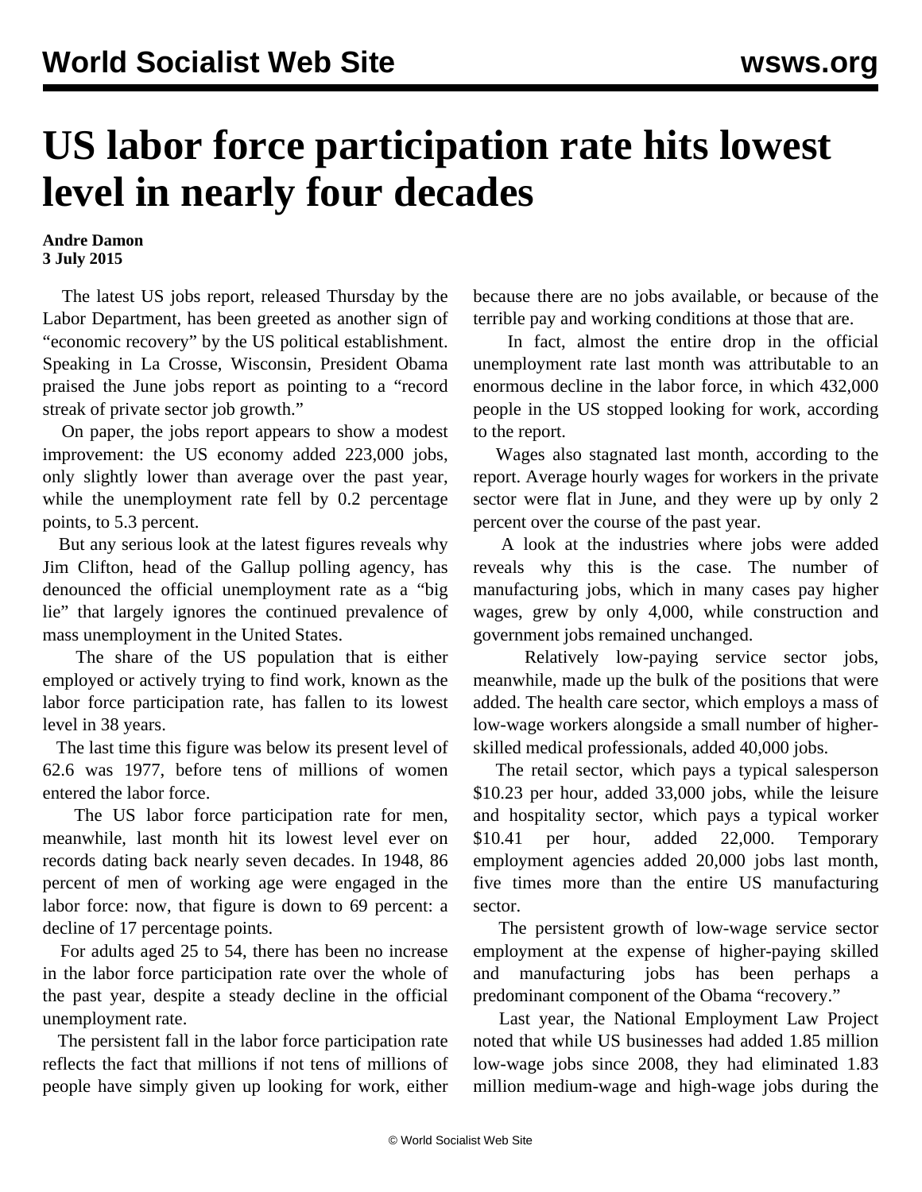# US labor force participation rate hits lowest level in nearly four decades

**Andre Damon**
**3 July 2015**

The latest US jobs report, released Thursday by the Labor Department, has been greeted as another sign of "economic recovery" by the US political establishment. Speaking in La Crosse, Wisconsin, President Obama praised the June jobs report as pointing to a "record streak of private sector job growth."

On paper, the jobs report appears to show a modest improvement: the US economy added 223,000 jobs, only slightly lower than average over the past year, while the unemployment rate fell by 0.2 percentage points, to 5.3 percent.

But any serious look at the latest figures reveals why Jim Clifton, head of the Gallup polling agency, has denounced the official unemployment rate as a "big lie" that largely ignores the continued prevalence of mass unemployment in the United States.

The share of the US population that is either employed or actively trying to find work, known as the labor force participation rate, has fallen to its lowest level in 38 years.

The last time this figure was below its present level of 62.6 was 1977, before tens of millions of women entered the labor force.

The US labor force participation rate for men, meanwhile, last month hit its lowest level ever on records dating back nearly seven decades. In 1948, 86 percent of men of working age were engaged in the labor force: now, that figure is down to 69 percent: a decline of 17 percentage points.

For adults aged 25 to 54, there has been no increase in the labor force participation rate over the whole of the past year, despite a steady decline in the official unemployment rate.

The persistent fall in the labor force participation rate reflects the fact that millions if not tens of millions of people have simply given up looking for work, either because there are no jobs available, or because of the terrible pay and working conditions at those that are.

In fact, almost the entire drop in the official unemployment rate last month was attributable to an enormous decline in the labor force, in which 432,000 people in the US stopped looking for work, according to the report.

Wages also stagnated last month, according to the report. Average hourly wages for workers in the private sector were flat in June, and they were up by only 2 percent over the course of the past year.

A look at the industries where jobs were added reveals why this is the case. The number of manufacturing jobs, which in many cases pay higher wages, grew by only 4,000, while construction and government jobs remained unchanged.

Relatively low-paying service sector jobs, meanwhile, made up the bulk of the positions that were added. The health care sector, which employs a mass of low-wage workers alongside a small number of higher-skilled medical professionals, added 40,000 jobs.

The retail sector, which pays a typical salesperson $10.23 per hour, added 33,000 jobs, while the leisure and hospitality sector, which pays a typical worker $10.41 per hour, added 22,000. Temporary employment agencies added 20,000 jobs last month, five times more than the entire US manufacturing sector.

The persistent growth of low-wage service sector employment at the expense of higher-paying skilled and manufacturing jobs has been perhaps a predominant component of the Obama "recovery."

Last year, the National Employment Law Project noted that while US businesses had added 1.85 million low-wage jobs since 2008, they had eliminated 1.83 million medium-wage and high-wage jobs during the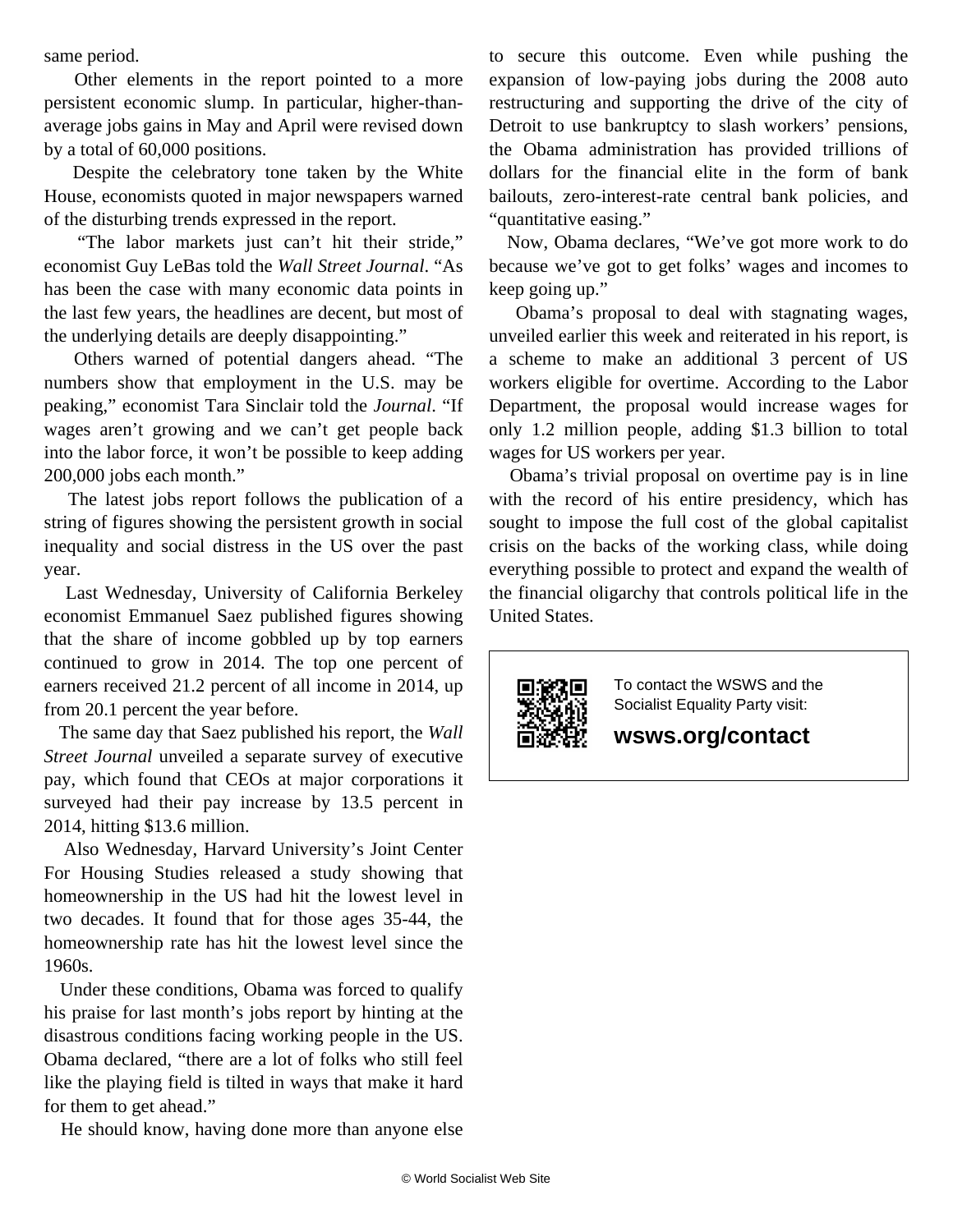same period.

Other elements in the report pointed to a more persistent economic slump. In particular, higher-than-average jobs gains in May and April were revised down by a total of 60,000 positions.

Despite the celebratory tone taken by the White House, economists quoted in major newspapers warned of the disturbing trends expressed in the report.

"The labor markets just can't hit their stride," economist Guy LeBas told the *Wall Street Journal*. "As has been the case with many economic data points in the last few years, the headlines are decent, but most of the underlying details are deeply disappointing."

Others warned of potential dangers ahead. "The numbers show that employment in the U.S. may be peaking," economist Tara Sinclair told the *Journal*. "If wages aren't growing and we can't get people back into the labor force, it won't be possible to keep adding 200,000 jobs each month."

The latest jobs report follows the publication of a string of figures showing the persistent growth in social inequality and social distress in the US over the past year.

Last Wednesday, University of California Berkeley economist Emmanuel Saez published figures showing that the share of income gobbled up by top earners continued to grow in 2014. The top one percent of earners received 21.2 percent of all income in 2014, up from 20.1 percent the year before.

The same day that Saez published his report, the *Wall Street Journal* unveiled a separate survey of executive pay, which found that CEOs at major corporations it surveyed had their pay increase by 13.5 percent in 2014, hitting $13.6 million.

Also Wednesday, Harvard University's Joint Center For Housing Studies released a study showing that homeownership in the US had hit the lowest level in two decades. It found that for those ages 35-44, the homeownership rate has hit the lowest level since the 1960s.

Under these conditions, Obama was forced to qualify his praise for last month's jobs report by hinting at the disastrous conditions facing working people in the US. Obama declared, "there are a lot of folks who still feel like the playing field is tilted in ways that make it hard for them to get ahead."

He should know, having done more than anyone else to secure this outcome. Even while pushing the expansion of low-paying jobs during the 2008 auto restructuring and supporting the drive of the city of Detroit to use bankruptcy to slash workers' pensions, the Obama administration has provided trillions of dollars for the financial elite in the form of bank bailouts, zero-interest-rate central bank policies, and "quantitative easing."

Now, Obama declares, "We've got more work to do because we've got to get folks' wages and incomes to keep going up."

Obama's proposal to deal with stagnating wages, unveiled earlier this week and reiterated in his report, is a scheme to make an additional 3 percent of US workers eligible for overtime. According to the Labor Department, the proposal would increase wages for only 1.2 million people, adding $1.3 billion to total wages for US workers per year.

Obama's trivial proposal on overtime pay is in line with the record of his entire presidency, which has sought to impose the full cost of the global capitalist crisis on the backs of the working class, while doing everything possible to protect and expand the wealth of the financial oligarchy that controls political life in the United States.

To contact the WSWS and the Socialist Equality Party visit:

**wsws.org/contact**